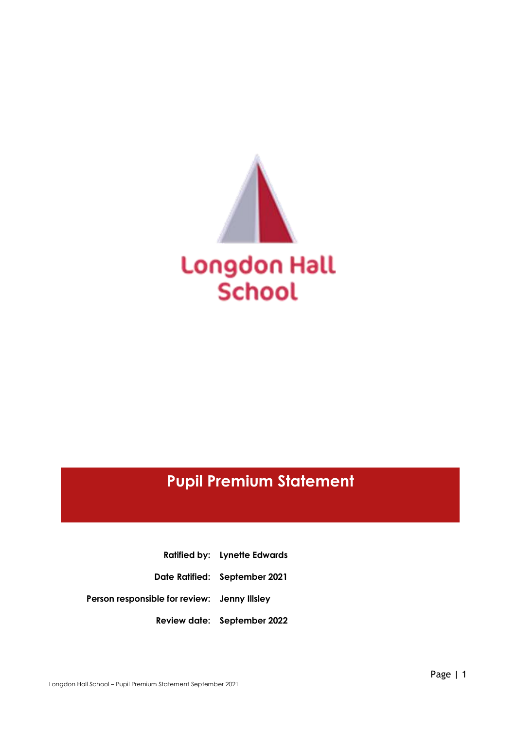Longdon Hall School

# Pupil Premium Statement

| | |
|---|---|
| **Ratified by:** | **Lynette Edwards** |
| **Date Ratified:** | **September 2021** |
| **Person responsible for review:** | **Jenny Illsley** |
| **Review date:** | **September 2022** |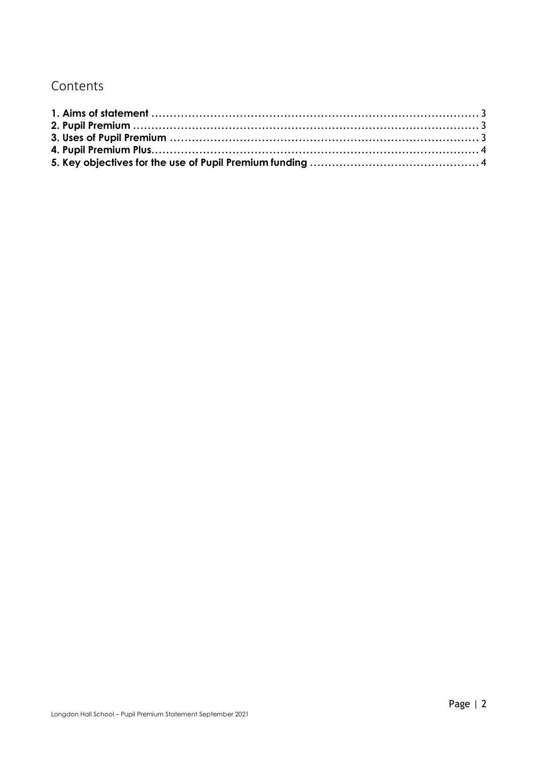# Contents

**1. Aims of statement** .......................................................................................... 3
**2. Pupil Premium** .................................................................................................. 3
**3. Uses of Pupil Premium** ..................................................................................... 3
**4. Pupil Premium Plus**........................................................................................... 4
**5. Key objectives for the use of Pupil Premium funding** ............................................ 4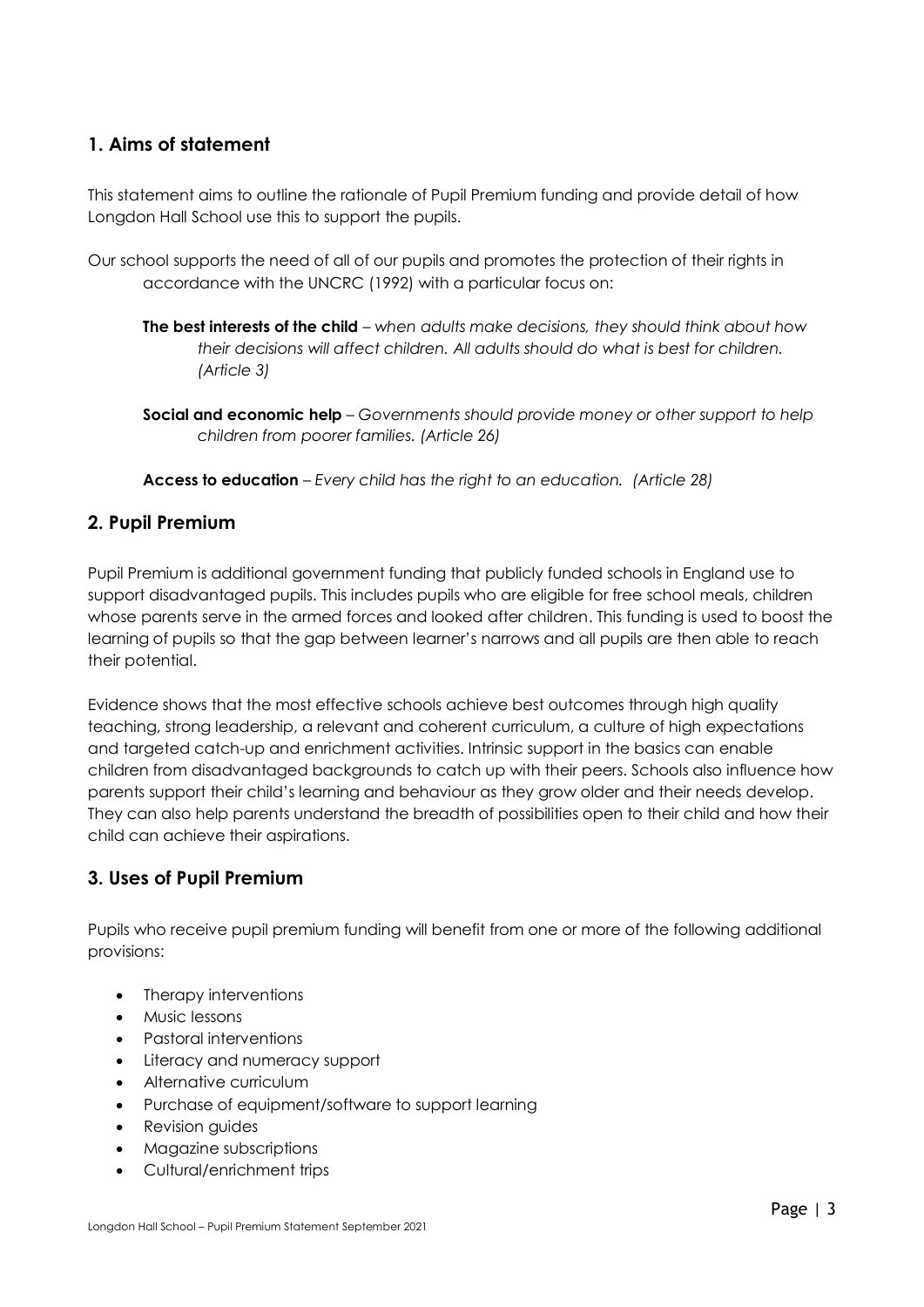## 1. Aims of statement

This statement aims to outline the rationale of Pupil Premium funding and provide detail of how Longdon Hall School use this to support the pupils.

Our school supports the need of all of our pupils and promotes the protection of their rights in accordance with the UNCRC (1992) with a particular focus on:

**The best interests of the child** – *when adults make decisions, they should think about how their decisions will affect children. All adults should do what is best for children. (Article 3)*

**Social and economic help** – *Governments should provide money or other support to help children from poorer families. (Article 26)*

**Access to education** – *Every child has the right to an education. (Article 28)*

## 2. Pupil Premium

Pupil Premium is additional government funding that publicly funded schools in England use to support disadvantaged pupils. This includes pupils who are eligible for free school meals, children whose parents serve in the armed forces and looked after children. This funding is used to boost the learning of pupils so that the gap between learner's narrows and all pupils are then able to reach their potential.

Evidence shows that the most effective schools achieve best outcomes through high quality teaching, strong leadership, a relevant and coherent curriculum, a culture of high expectations and targeted catch-up and enrichment activities. Intrinsic support in the basics can enable children from disadvantaged backgrounds to catch up with their peers. Schools also influence how parents support their child's learning and behaviour as they grow older and their needs develop. They can also help parents understand the breadth of possibilities open to their child and how their child can achieve their aspirations.

## 3. Uses of Pupil Premium

Pupils who receive pupil premium funding will benefit from one or more of the following additional provisions:

- Therapy interventions
- Music lessons
- Pastoral interventions
- Literacy and numeracy support
- Alternative curriculum
- Purchase of equipment/software to support learning
- Revision guides
- Magazine subscriptions
- Cultural/enrichment trips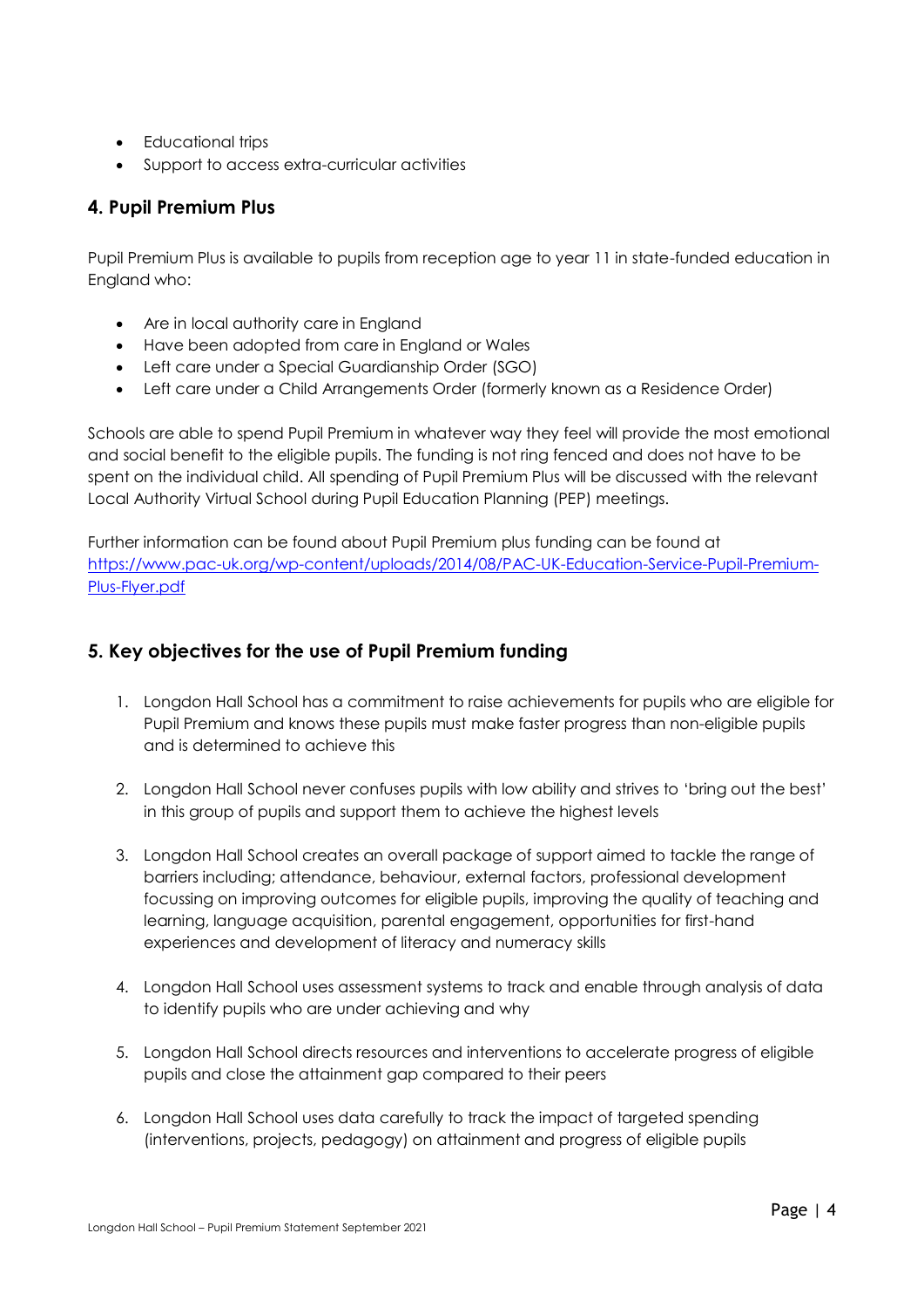- Educational trips
- Support to access extra-curricular activities

## 4. Pupil Premium Plus

Pupil Premium Plus is available to pupils from reception age to year 11 in state-funded education in England who:

- Are in local authority care in England
- Have been adopted from care in England or Wales
- Left care under a Special Guardianship Order (SGO)
- Left care under a Child Arrangements Order (formerly known as a Residence Order)

Schools are able to spend Pupil Premium in whatever way they feel will provide the most emotional and social benefit to the eligible pupils. The funding is not ring fenced and does not have to be spent on the individual child. All spending of Pupil Premium Plus will be discussed with the relevant Local Authority Virtual School during Pupil Education Planning (PEP) meetings.

Further information can be found about Pupil Premium plus funding can be found at [https://www.pac-uk.org/wp-content/uploads/2014/08/PAC-UK-Education-Service-Pupil-Premium-Plus-Flyer.pdf](https://www.pac-uk.org/wp-content/uploads/2014/08/PAC-UK-Education-Service-Pupil-Premium-Plus-Flyer.pdf)

## 5. Key objectives for the use of Pupil Premium funding

1. Longdon Hall School has a commitment to raise achievements for pupils who are eligible for Pupil Premium and knows these pupils must make faster progress than non-eligible pupils and is determined to achieve this

2. Longdon Hall School never confuses pupils with low ability and strives to 'bring out the best' in this group of pupils and support them to achieve the highest levels

3. Longdon Hall School creates an overall package of support aimed to tackle the range of barriers including; attendance, behaviour, external factors, professional development focussing on improving outcomes for eligible pupils, improving the quality of teaching and learning, language acquisition, parental engagement, opportunities for first-hand experiences and development of literacy and numeracy skills

4. Longdon Hall School uses assessment systems to track and enable through analysis of data to identify pupils who are under achieving and why

5. Longdon Hall School directs resources and interventions to accelerate progress of eligible pupils and close the attainment gap compared to their peers

6. Longdon Hall School uses data carefully to track the impact of targeted spending (interventions, projects, pedagogy) on attainment and progress of eligible pupils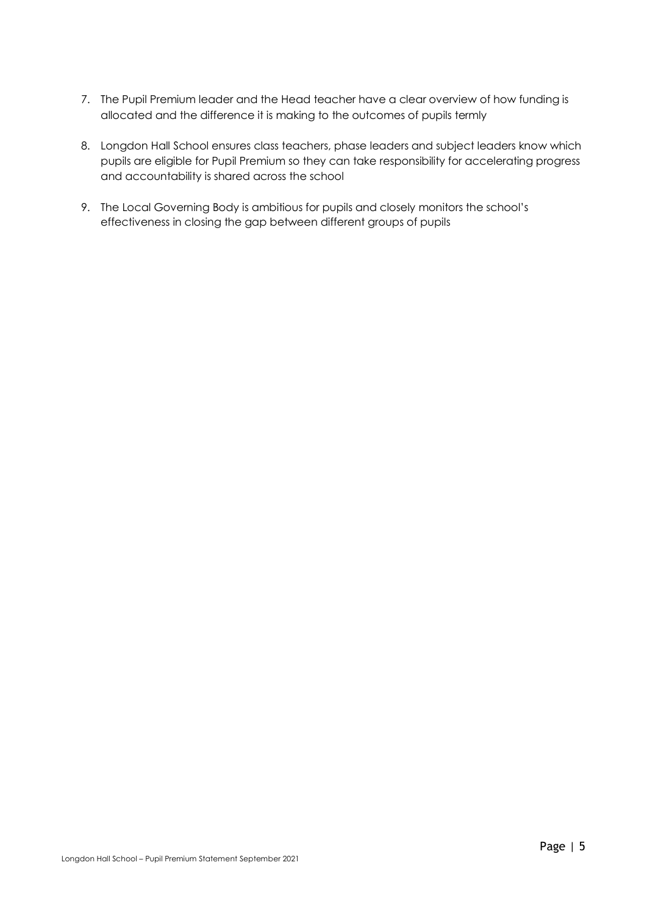7. The Pupil Premium leader and the Head teacher have a clear overview of how funding is allocated and the difference it is making to the outcomes of pupils termly

8. Longdon Hall School ensures class teachers, phase leaders and subject leaders know which pupils are eligible for Pupil Premium so they can take responsibility for accelerating progress and accountability is shared across the school

9. The Local Governing Body is ambitious for pupils and closely monitors the school's effectiveness in closing the gap between different groups of pupils